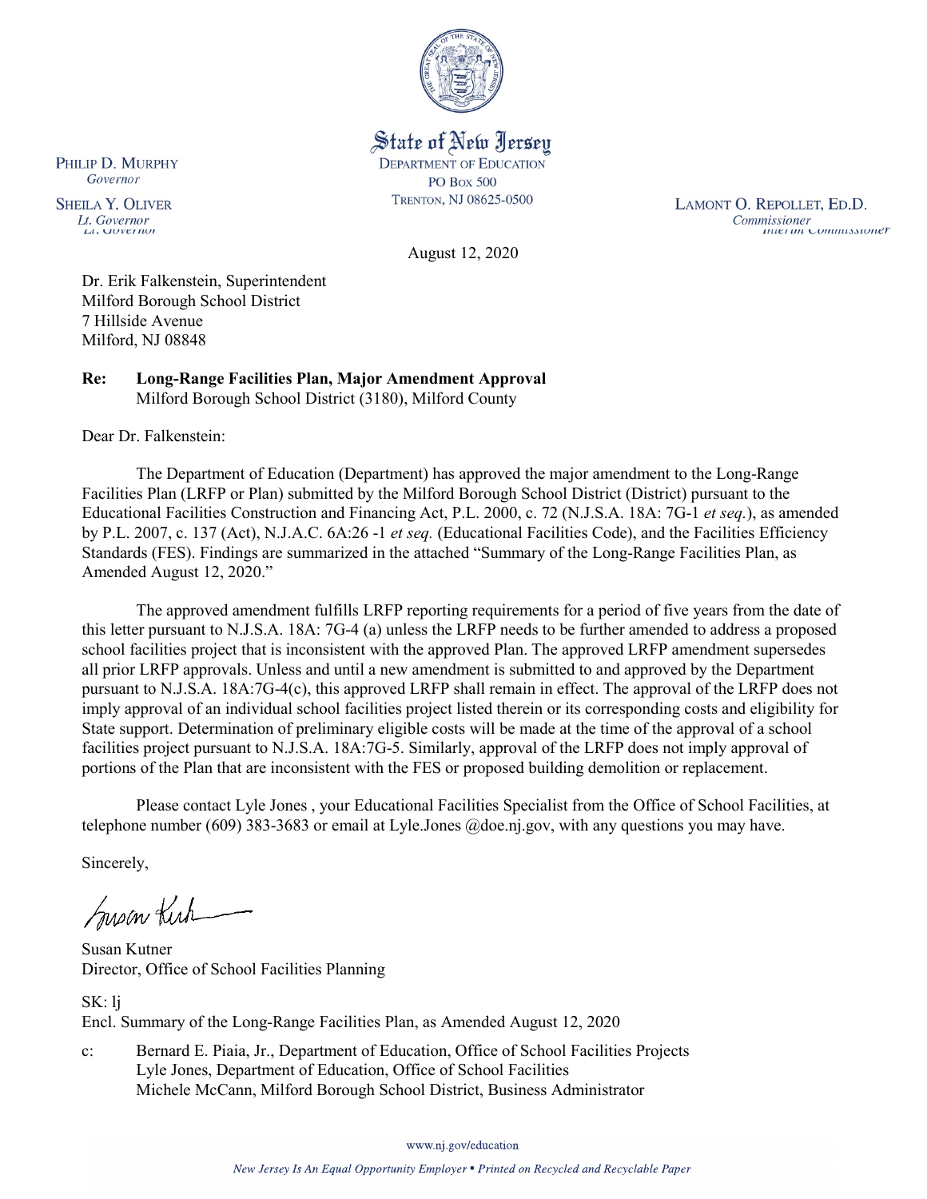State of New Jersey
DEPARTMENT OF EDUCATION
PO Box 500
TRENTON, NJ 08625-0500

PHILIP D. MURPHY
*Governor*

SHEILA Y. OLIVER
*Lt. Governor*

LAMONT O. REPOLLET, ED.D.
*Commissioner*

August 12, 2020

Dr. Erik Falkenstein, Superintendent
Milford Borough School District
7 Hillside Avenue
Milford, NJ 08848

**Re: Long-Range Facilities Plan, Major Amendment Approval**
Milford Borough School District (3180), Milford County

Dear Dr. Falkenstein:

The Department of Education (Department) has approved the major amendment to the Long-Range Facilities Plan (LRFP or Plan) submitted by the Milford Borough School District (District) pursuant to the Educational Facilities Construction and Financing Act, P.L. 2000, c. 72 (N.J.S.A. 18A: 7G-1 *et seq.*), as amended by P.L. 2007, c. 137 (Act), N.J.A.C. 6A:26 -1 *et seq.* (Educational Facilities Code), and the Facilities Efficiency Standards (FES). Findings are summarized in the attached "Summary of the Long-Range Facilities Plan, as Amended August 12, 2020."

The approved amendment fulfills LRFP reporting requirements for a period of five years from the date of this letter pursuant to N.J.S.A. 18A: 7G-4 (a) unless the LRFP needs to be further amended to address a proposed school facilities project that is inconsistent with the approved Plan. The approved LRFP amendment supersedes all prior LRFP approvals. Unless and until a new amendment is submitted to and approved by the Department pursuant to N.J.S.A. 18A:7G-4(c), this approved LRFP shall remain in effect. The approval of the LRFP does not imply approval of an individual school facilities project listed therein or its corresponding costs and eligibility for State support. Determination of preliminary eligible costs will be made at the time of the approval of a school facilities project pursuant to N.J.S.A. 18A:7G-5. Similarly, approval of the LRFP does not imply approval of portions of the Plan that are inconsistent with the FES or proposed building demolition or replacement.

Please contact Lyle Jones , your Educational Facilities Specialist from the Office of School Facilities, at telephone number (609) 383-3683 or email at Lyle.Jones @doe.nj.gov, with any questions you may have.

Sincerely,

Susan Kutner
Director, Office of School Facilities Planning

SK: lj
Encl. Summary of the Long-Range Facilities Plan, as Amended August 12, 2020

c: Bernard E. Piaia, Jr., Department of Education, Office of School Facilities Projects
Lyle Jones, Department of Education, Office of School Facilities
Michele McCann, Milford Borough School District, Business Administrator

www.nj.gov/education

*New Jersey Is An Equal Opportunity Employer • Printed on Recycled and Recyclable Paper*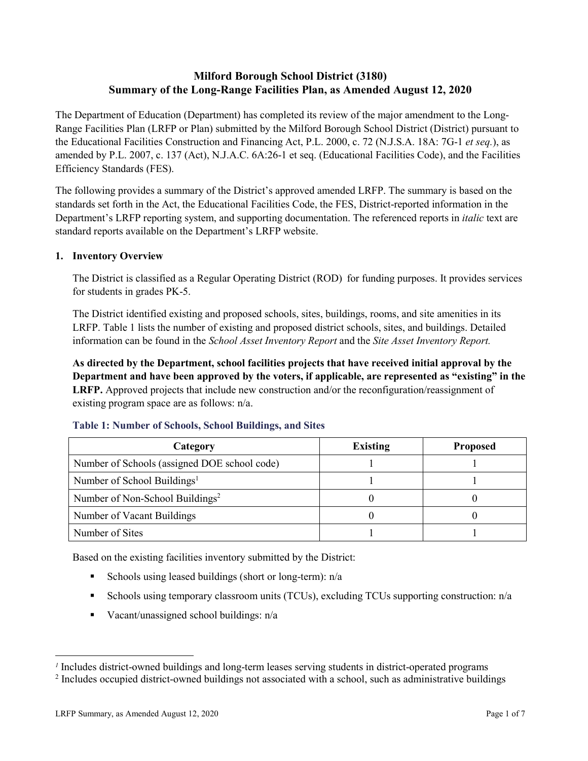# Milford Borough School District (3180)
## Summary of the Long-Range Facilities Plan, as Amended August 12, 2020

The Department of Education (Department) has completed its review of the major amendment to the Long-Range Facilities Plan (LRFP or Plan) submitted by the Milford Borough School District (District) pursuant to the Educational Facilities Construction and Financing Act, P.L. 2000, c. 72 (N.J.S.A. 18A: 7G-1 *et seq.*), as amended by P.L. 2007, c. 137 (Act), N.J.A.C. 6A:26-1 et seq. (Educational Facilities Code), and the Facilities Efficiency Standards (FES).

The following provides a summary of the District's approved amended LRFP. The summary is based on the standards set forth in the Act, the Educational Facilities Code, the FES, District-reported information in the Department's LRFP reporting system, and supporting documentation. The referenced reports in *italic* text are standard reports available on the Department's LRFP website.

### 1. Inventory Overview

The District is classified as a Regular Operating District (ROD) for funding purposes. It provides services for students in grades PK-5.

The District identified existing and proposed schools, sites, buildings, rooms, and site amenities in its LRFP. Table 1 lists the number of existing and proposed district schools, sites, and buildings. Detailed information can be found in the *School Asset Inventory Report* and the *Site Asset Inventory Report.*

**As directed by the Department, school facilities projects that have received initial approval by the Department and have been approved by the voters, if applicable, are represented as "existing" in the LRFP.** Approved projects that include new construction and/or the reconfiguration/reassignment of existing program space are as follows: n/a.

**Table 1: Number of Schools, School Buildings, and Sites**

| Category | Existing | Proposed |
|---|---|---|
| Number of Schools (assigned DOE school code) | 1 | 1 |
| Number of School Buildings[1] | 1 | 1 |
| Number of Non-School Buildings[2] | 0 | 0 |
| Number of Vacant Buildings | 0 | 0 |
| Number of Sites | 1 | 1 |

Based on the existing facilities inventory submitted by the District:

- Schools using leased buildings (short or long-term): n/a
- Schools using temporary classroom units (TCUs), excluding TCUs supporting construction: n/a
- Vacant/unassigned school buildings: n/a

[1] Includes district-owned buildings and long-term leases serving students in district-operated programs

[2] Includes occupied district-owned buildings not associated with a school, such as administrative buildings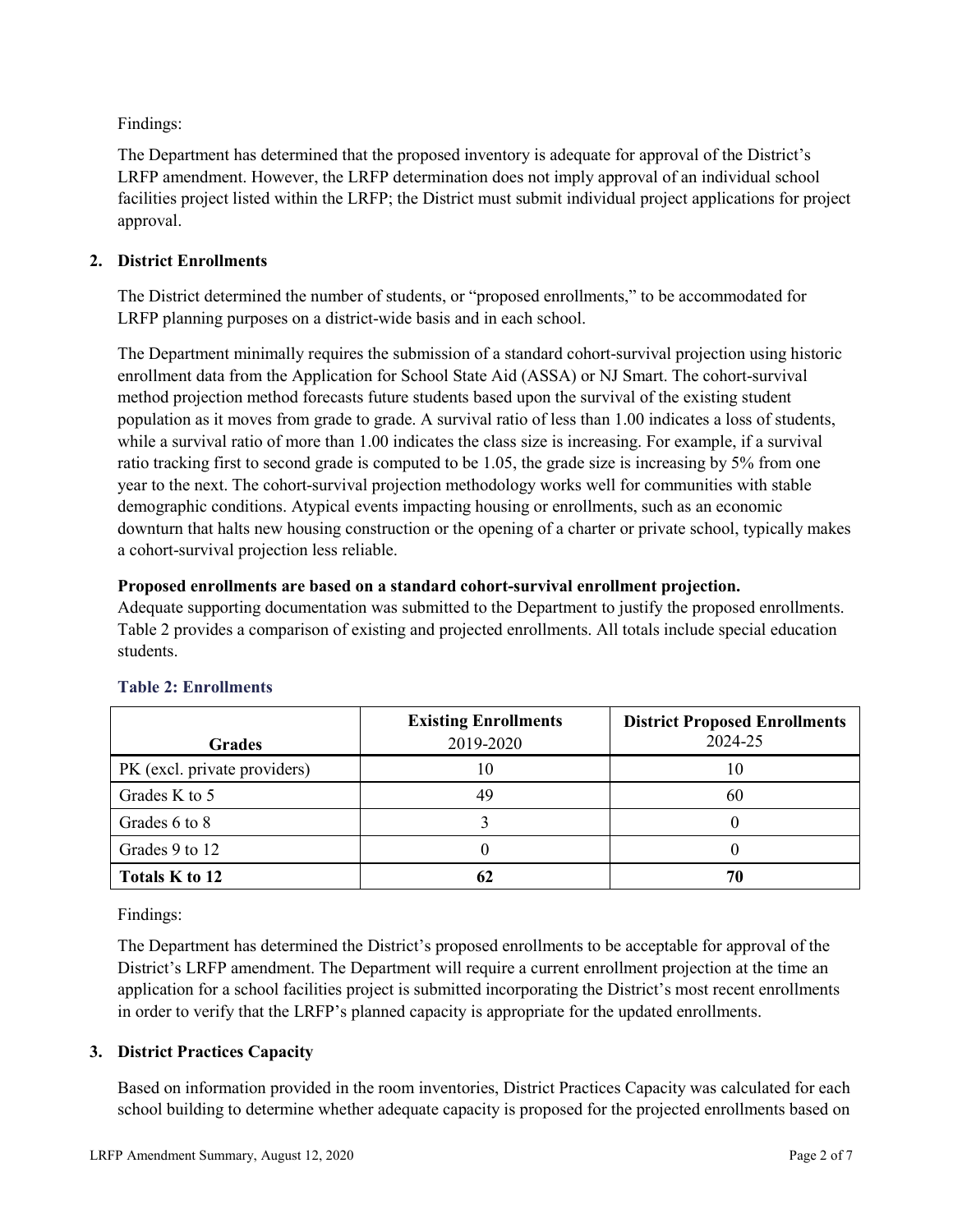Findings:

The Department has determined that the proposed inventory is adequate for approval of the District's LRFP amendment. However, the LRFP determination does not imply approval of an individual school facilities project listed within the LRFP; the District must submit individual project applications for project approval.

## 2. District Enrollments

The District determined the number of students, or "proposed enrollments," to be accommodated for LRFP planning purposes on a district-wide basis and in each school.

The Department minimally requires the submission of a standard cohort-survival projection using historic enrollment data from the Application for School State Aid (ASSA) or NJ Smart. The cohort-survival method projection method forecasts future students based upon the survival of the existing student population as it moves from grade to grade. A survival ratio of less than 1.00 indicates a loss of students, while a survival ratio of more than 1.00 indicates the class size is increasing. For example, if a survival ratio tracking first to second grade is computed to be 1.05, the grade size is increasing by 5% from one year to the next. The cohort-survival projection methodology works well for communities with stable demographic conditions. Atypical events impacting housing or enrollments, such as an economic downturn that halts new housing construction or the opening of a charter or private school, typically makes a cohort-survival projection less reliable.

**Proposed enrollments are based on a standard cohort-survival enrollment projection.**
Adequate supporting documentation was submitted to the Department to justify the proposed enrollments. Table 2 provides a comparison of existing and projected enrollments. All totals include special education students.

### Table 2: Enrollments

| Grades | **Existing Enrollments** 2019-2020 | **District Proposed Enrollments** 2024-25 |
|---|---|---|
| PK (excl. private providers) | 10 | 10 |
| Grades K to 5 | 49 | 60 |
| Grades 6 to 8 | 3 | 0 |
| Grades 9 to 12 | 0 | 0 |
| **Totals K to 12** | **62** | **70** |

Findings:

The Department has determined the District's proposed enrollments to be acceptable for approval of the District's LRFP amendment. The Department will require a current enrollment projection at the time an application for a school facilities project is submitted incorporating the District's most recent enrollments in order to verify that the LRFP's planned capacity is appropriate for the updated enrollments.

## 3. District Practices Capacity

Based on information provided in the room inventories, District Practices Capacity was calculated for each school building to determine whether adequate capacity is proposed for the projected enrollments based on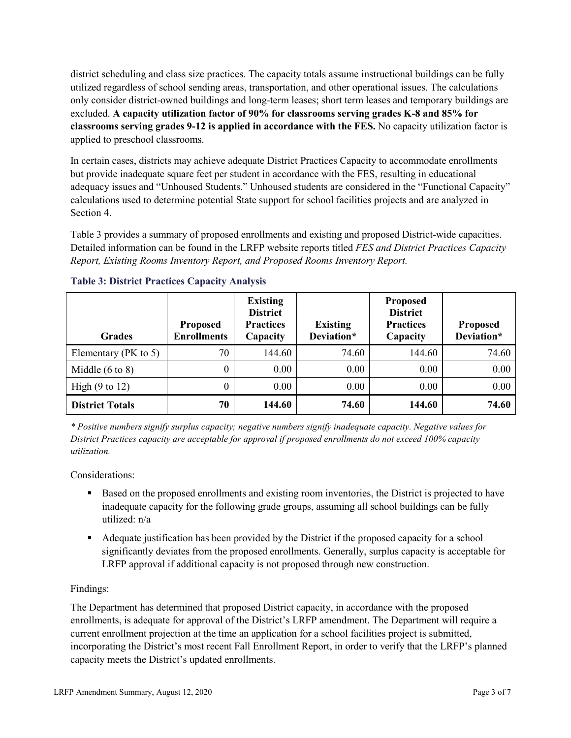district scheduling and class size practices. The capacity totals assume instructional buildings can be fully utilized regardless of school sending areas, transportation, and other operational issues. The calculations only consider district-owned buildings and long-term leases; short term leases and temporary buildings are excluded. **A capacity utilization factor of 90% for classrooms serving grades K-8 and 85% for classrooms serving grades 9-12 is applied in accordance with the FES.** No capacity utilization factor is applied to preschool classrooms.

In certain cases, districts may achieve adequate District Practices Capacity to accommodate enrollments but provide inadequate square feet per student in accordance with the FES, resulting in educational adequacy issues and "Unhoused Students." Unhoused students are considered in the "Functional Capacity" calculations used to determine potential State support for school facilities projects and are analyzed in Section 4.

Table 3 provides a summary of proposed enrollments and existing and proposed District-wide capacities. Detailed information can be found in the LRFP website reports titled *FES and District Practices Capacity Report, Existing Rooms Inventory Report, and Proposed Rooms Inventory Report.*

### Table 3: District Practices Capacity Analysis

| Grades | Proposed Enrollments | Existing District Practices Capacity | Existing Deviation* | Proposed District Practices Capacity | Proposed Deviation* |
|---|---|---|---|---|---|
| Elementary (PK to 5) | 70 | 144.60 | 74.60 | 144.60 | 74.60 |
| Middle (6 to 8) | 0 | 0.00 | 0.00 | 0.00 | 0.00 |
| High (9 to 12) | 0 | 0.00 | 0.00 | 0.00 | 0.00 |
| **District Totals** | **70** | **144.60** | **74.60** | **144.60** | **74.60** |

*\* Positive numbers signify surplus capacity; negative numbers signify inadequate capacity. Negative values for District Practices capacity are acceptable for approval if proposed enrollments do not exceed 100% capacity utilization.*

Considerations:

- Based on the proposed enrollments and existing room inventories, the District is projected to have inadequate capacity for the following grade groups, assuming all school buildings can be fully utilized: n/a
- Adequate justification has been provided by the District if the proposed capacity for a school significantly deviates from the proposed enrollments. Generally, surplus capacity is acceptable for LRFP approval if additional capacity is not proposed through new construction.

Findings:

The Department has determined that proposed District capacity, in accordance with the proposed enrollments, is adequate for approval of the District's LRFP amendment. The Department will require a current enrollment projection at the time an application for a school facilities project is submitted, incorporating the District's most recent Fall Enrollment Report, in order to verify that the LRFP's planned capacity meets the District's updated enrollments.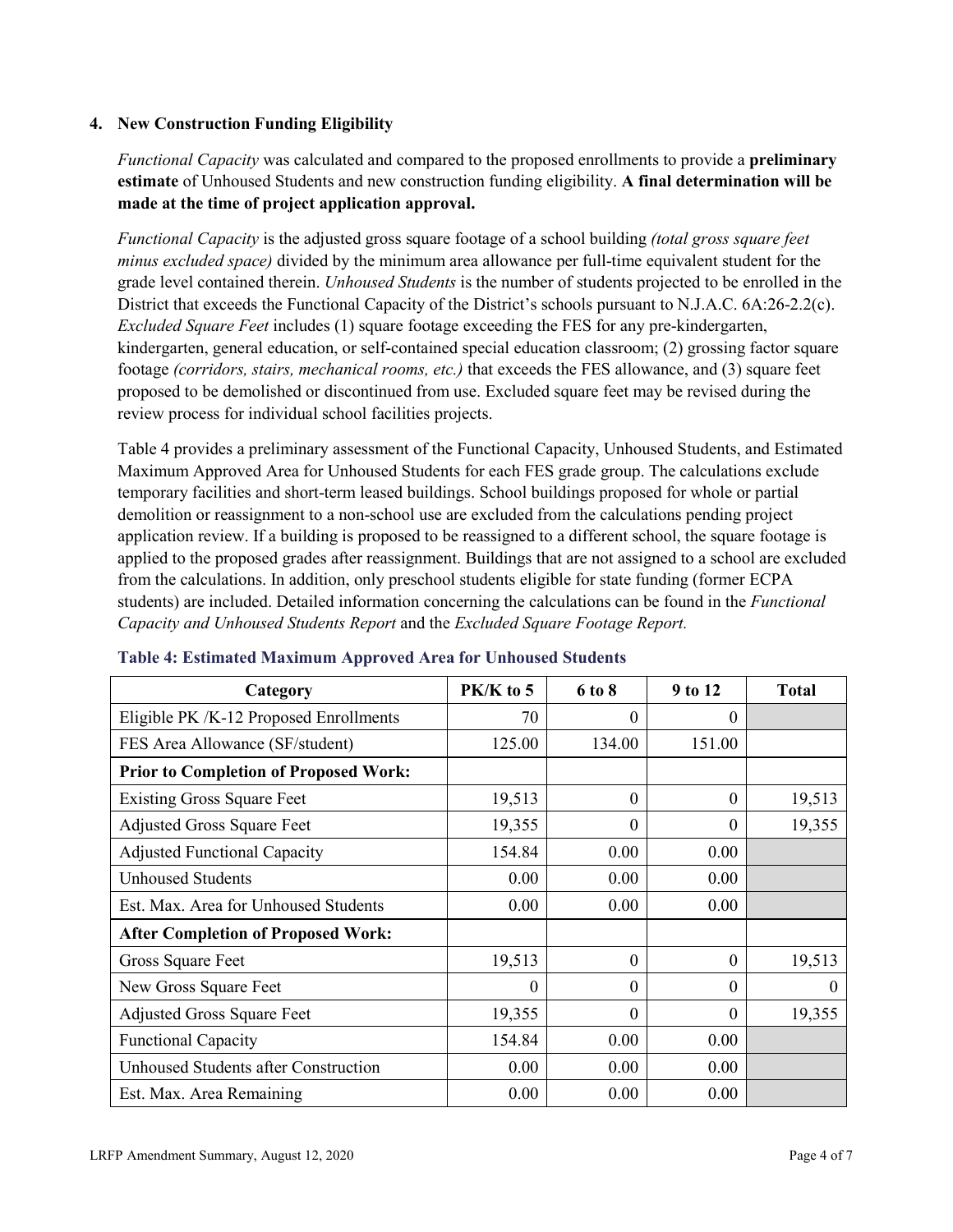## 4. New Construction Funding Eligibility

*Functional Capacity* was calculated and compared to the proposed enrollments to provide a **preliminary estimate** of Unhoused Students and new construction funding eligibility. **A final determination will be made at the time of project application approval.**

*Functional Capacity* is the adjusted gross square footage of a school building *(total gross square feet minus excluded space)* divided by the minimum area allowance per full-time equivalent student for the grade level contained therein. *Unhoused Students* is the number of students projected to be enrolled in the District that exceeds the Functional Capacity of the District's schools pursuant to N.J.A.C. 6A:26-2.2(c). *Excluded Square Feet* includes (1) square footage exceeding the FES for any pre-kindergarten, kindergarten, general education, or self-contained special education classroom; (2) grossing factor square footage *(corridors, stairs, mechanical rooms, etc.)* that exceeds the FES allowance, and (3) square feet proposed to be demolished or discontinued from use. Excluded square feet may be revised during the review process for individual school facilities projects.

Table 4 provides a preliminary assessment of the Functional Capacity, Unhoused Students, and Estimated Maximum Approved Area for Unhoused Students for each FES grade group. The calculations exclude temporary facilities and short-term leased buildings. School buildings proposed for whole or partial demolition or reassignment to a non-school use are excluded from the calculations pending project application review. If a building is proposed to be reassigned to a different school, the square footage is applied to the proposed grades after reassignment. Buildings that are not assigned to a school are excluded from the calculations. In addition, only preschool students eligible for state funding (former ECPA students) are included. Detailed information concerning the calculations can be found in the *Functional Capacity and Unhoused Students Report* and the *Excluded Square Footage Report.*

**Table 4: Estimated Maximum Approved Area for Unhoused Students**

| Category | PK/K to 5 | 6 to 8 | 9 to 12 | Total |
|---|---|---|---|---|
| Eligible PK /K-12 Proposed Enrollments | 70 | 0 | 0 | |
| FES Area Allowance (SF/student) | 125.00 | 134.00 | 151.00 | |
| **Prior to Completion of Proposed Work:** | | | | |
| Existing Gross Square Feet | 19,513 | 0 | 0 | 19,513 |
| Adjusted Gross Square Feet | 19,355 | 0 | 0 | 19,355 |
| Adjusted Functional Capacity | 154.84 | 0.00 | 0.00 | |
| Unhoused Students | 0.00 | 0.00 | 0.00 | |
| Est. Max. Area for Unhoused Students | 0.00 | 0.00 | 0.00 | |
| **After Completion of Proposed Work:** | | | | |
| Gross Square Feet | 19,513 | 0 | 0 | 19,513 |
| New Gross Square Feet | 0 | 0 | 0 | 0 |
| Adjusted Gross Square Feet | 19,355 | 0 | 0 | 19,355 |
| Functional Capacity | 154.84 | 0.00 | 0.00 | |
| Unhoused Students after Construction | 0.00 | 0.00 | 0.00 | |
| Est. Max. Area Remaining | 0.00 | 0.00 | 0.00 | |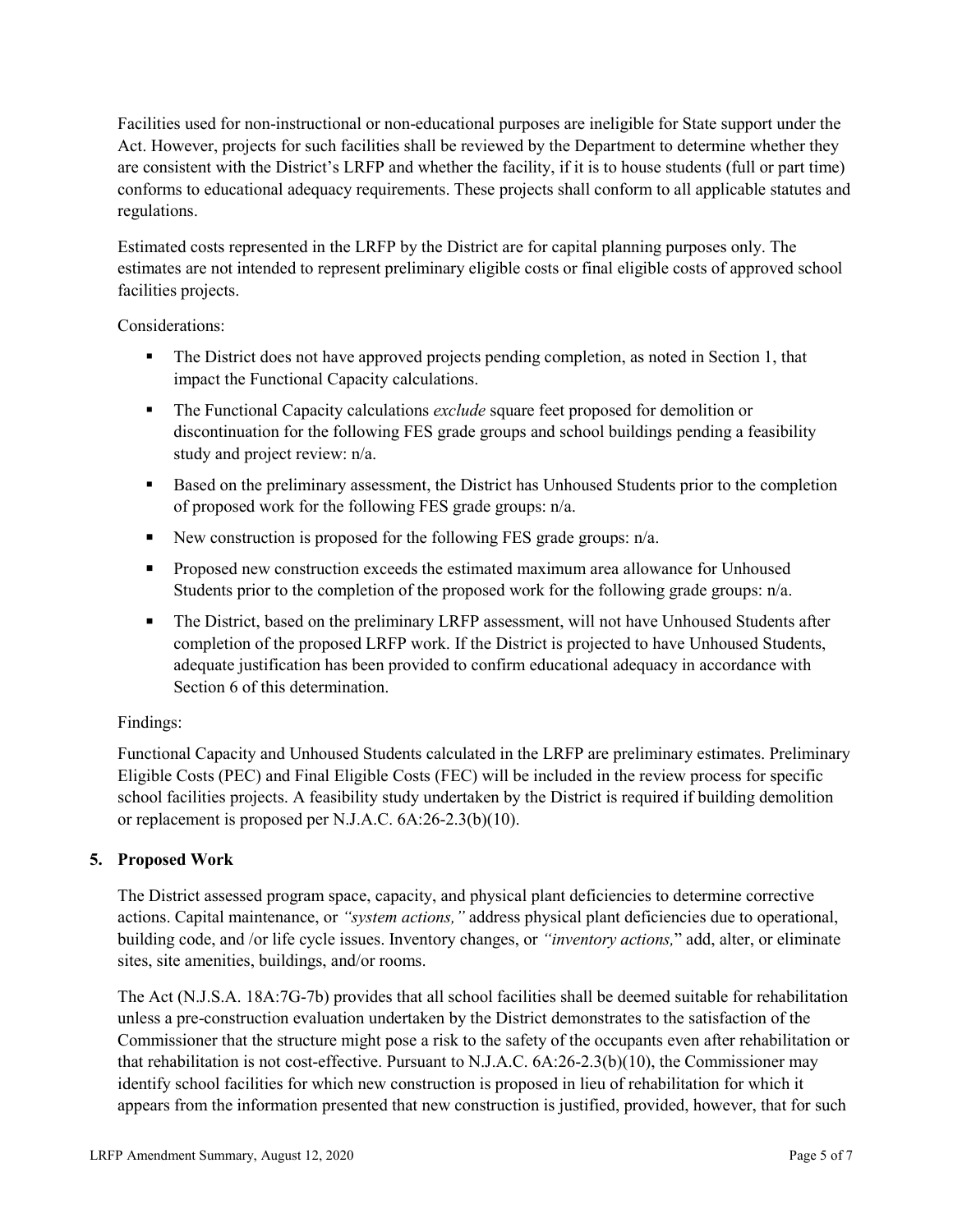Facilities used for non-instructional or non-educational purposes are ineligible for State support under the Act. However, projects for such facilities shall be reviewed by the Department to determine whether they are consistent with the District's LRFP and whether the facility, if it is to house students (full or part time) conforms to educational adequacy requirements. These projects shall conform to all applicable statutes and regulations.

Estimated costs represented in the LRFP by the District are for capital planning purposes only. The estimates are not intended to represent preliminary eligible costs or final eligible costs of approved school facilities projects.

Considerations:

- The District does not have approved projects pending completion, as noted in Section 1, that impact the Functional Capacity calculations.
- The Functional Capacity calculations *exclude* square feet proposed for demolition or discontinuation for the following FES grade groups and school buildings pending a feasibility study and project review: n/a.
- Based on the preliminary assessment, the District has Unhoused Students prior to the completion of proposed work for the following FES grade groups: n/a.
- New construction is proposed for the following FES grade groups: n/a.
- Proposed new construction exceeds the estimated maximum area allowance for Unhoused Students prior to the completion of the proposed work for the following grade groups: n/a.
- The District, based on the preliminary LRFP assessment, will not have Unhoused Students after completion of the proposed LRFP work. If the District is projected to have Unhoused Students, adequate justification has been provided to confirm educational adequacy in accordance with Section 6 of this determination.

Findings:

Functional Capacity and Unhoused Students calculated in the LRFP are preliminary estimates. Preliminary Eligible Costs (PEC) and Final Eligible Costs (FEC) will be included in the review process for specific school facilities projects. A feasibility study undertaken by the District is required if building demolition or replacement is proposed per N.J.A.C. 6A:26-2.3(b)(10).

## 5. Proposed Work

The District assessed program space, capacity, and physical plant deficiencies to determine corrective actions. Capital maintenance, or *"system actions,"* address physical plant deficiencies due to operational, building code, and /or life cycle issues. Inventory changes, or *"inventory actions,"* add, alter, or eliminate sites, site amenities, buildings, and/or rooms.

The Act (N.J.S.A. 18A:7G-7b) provides that all school facilities shall be deemed suitable for rehabilitation unless a pre-construction evaluation undertaken by the District demonstrates to the satisfaction of the Commissioner that the structure might pose a risk to the safety of the occupants even after rehabilitation or that rehabilitation is not cost-effective. Pursuant to N.J.A.C. 6A:26-2.3(b)(10), the Commissioner may identify school facilities for which new construction is proposed in lieu of rehabilitation for which it appears from the information presented that new construction is justified, provided, however, that for such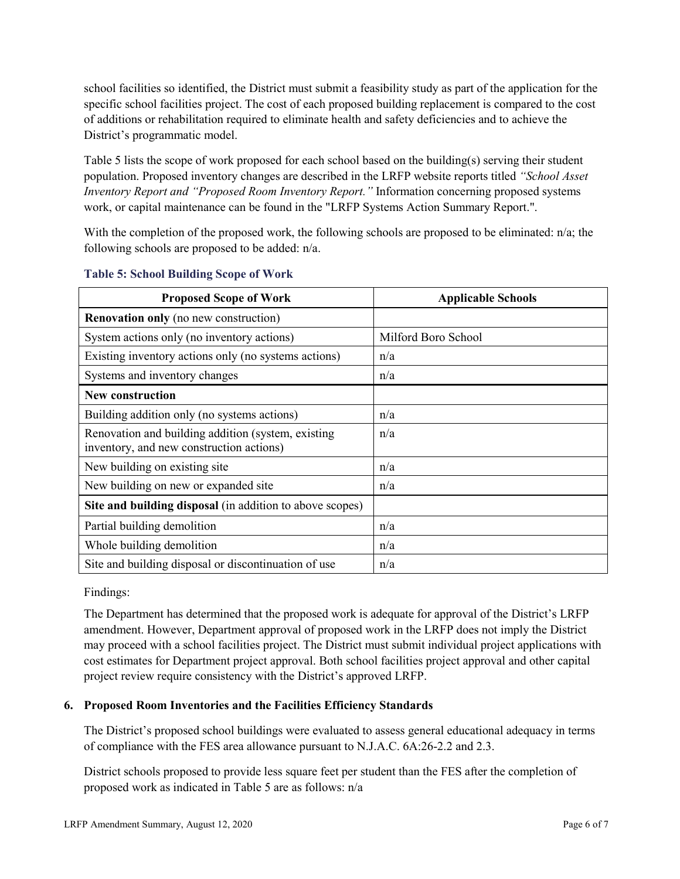school facilities so identified, the District must submit a feasibility study as part of the application for the specific school facilities project. The cost of each proposed building replacement is compared to the cost of additions or rehabilitation required to eliminate health and safety deficiencies and to achieve the District's programmatic model.

Table 5 lists the scope of work proposed for each school based on the building(s) serving their student population. Proposed inventory changes are described in the LRFP website reports titled *"School Asset Inventory Report and "Proposed Room Inventory Report."* Information concerning proposed systems work, or capital maintenance can be found in the "LRFP Systems Action Summary Report.".

With the completion of the proposed work, the following schools are proposed to be eliminated: n/a; the following schools are proposed to be added: n/a.

**Table 5: School Building Scope of Work**

| Proposed Scope of Work | Applicable Schools |
|---|---|
| **Renovation only** (no new construction) | |
| System actions only (no inventory actions) | Milford Boro School |
| Existing inventory actions only (no systems actions) | n/a |
| Systems and inventory changes | n/a |
| **New construction** | |
| Building addition only (no systems actions) | n/a |
| Renovation and building addition (system, existing inventory, and new construction actions) | n/a |
| New building on existing site | n/a |
| New building on new or expanded site | n/a |
| **Site and building disposal** (in addition to above scopes) | |
| Partial building demolition | n/a |
| Whole building demolition | n/a |
| Site and building disposal or discontinuation of use | n/a |

Findings:

The Department has determined that the proposed work is adequate for approval of the District's LRFP amendment. However, Department approval of proposed work in the LRFP does not imply the District may proceed with a school facilities project. The District must submit individual project applications with cost estimates for Department project approval. Both school facilities project approval and other capital project review require consistency with the District's approved LRFP.

### 6. Proposed Room Inventories and the Facilities Efficiency Standards

The District's proposed school buildings were evaluated to assess general educational adequacy in terms of compliance with the FES area allowance pursuant to N.J.A.C. 6A:26-2.2 and 2.3.

District schools proposed to provide less square feet per student than the FES after the completion of proposed work as indicated in Table 5 are as follows: n/a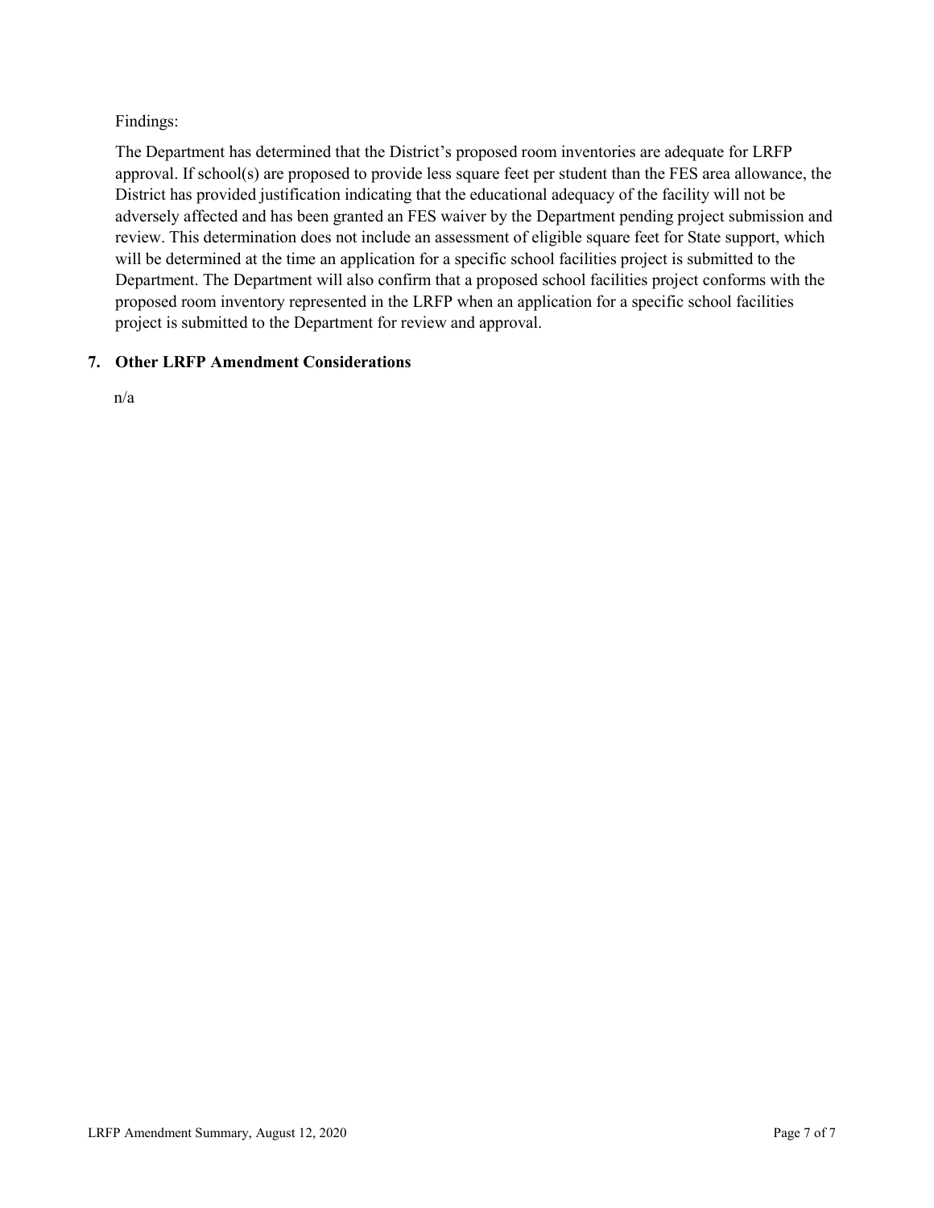Findings:

The Department has determined that the District's proposed room inventories are adequate for LRFP approval. If school(s) are proposed to provide less square feet per student than the FES area allowance, the District has provided justification indicating that the educational adequacy of the facility will not be adversely affected and has been granted an FES waiver by the Department pending project submission and review. This determination does not include an assessment of eligible square feet for State support, which will be determined at the time an application for a specific school facilities project is submitted to the Department. The Department will also confirm that a proposed school facilities project conforms with the proposed room inventory represented in the LRFP when an application for a specific school facilities project is submitted to the Department for review and approval.

## 7. Other LRFP Amendment Considerations

n/a